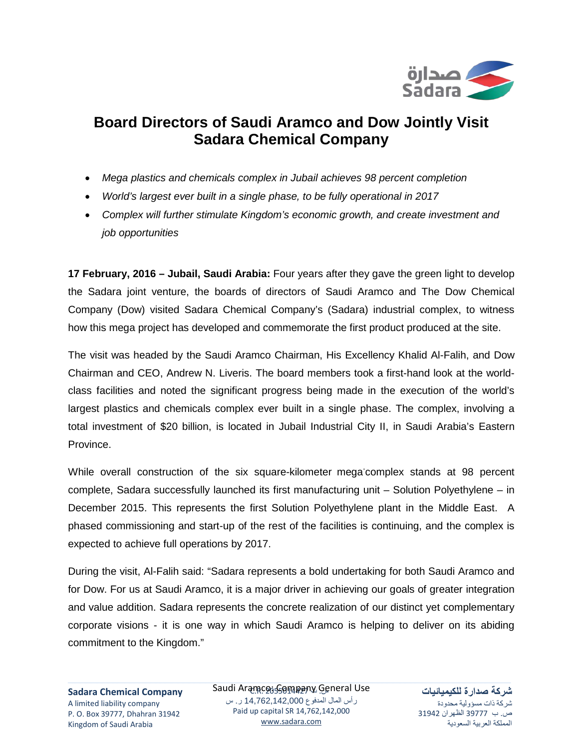# Board Directors of Saudi Aramco and Dow Jointly Visit Sadara Chemical Company

- *Mega plastics and chemicals complex in Jubail achieves 98 percent completion*
- *World's largest ever built in a single phase, to be fully operational in 2017*
- *Complex will further stimulate Kingdom's economic growth, and create investment and job opportunities*

**17 February, 2016 – Jubail, Saudi Arabia:** Four years after they gave the green light to develop the Sadara joint venture, the boards of directors of Saudi Aramco and The Dow Chemical Company (Dow) visited Sadara Chemical Company's (Sadara) industrial complex, to witness how this mega project has developed and commemorate the first product produced at the site.

The visit was headed by the Saudi Aramco Chairman, His Excellency Khalid Al-Falih, and Dow Chairman and CEO, Andrew N. Liveris. The board members took a first-hand look at the world-class facilities and noted the significant progress being made in the execution of the world's largest plastics and chemicals complex ever built in a single phase. The complex, involving a total investment of $20 billion, is located in Jubail Industrial City II, in Saudi Arabia's Eastern Province.

While overall construction of the six square-kilometer mega-complex stands at 98 percent complete, Sadara successfully launched its first manufacturing unit – Solution Polyethylene – in December 2015. This represents the first Solution Polyethylene plant in the Middle East. A phased commissioning and start-up of the rest of the facilities is continuing, and the complex is expected to achieve full operations by 2017.

During the visit, Al-Falih said: "Sadara represents a bold undertaking for both Saudi Aramco and for Dow. For us at Saudi Aramco, it is a major driver in achieving our goals of greater integration and value addition. Sadara represents the concrete realization of our distinct yet complementary corporate visions - it is one way in which Saudi Aramco is helping to deliver on its abiding commitment to the Kingdom."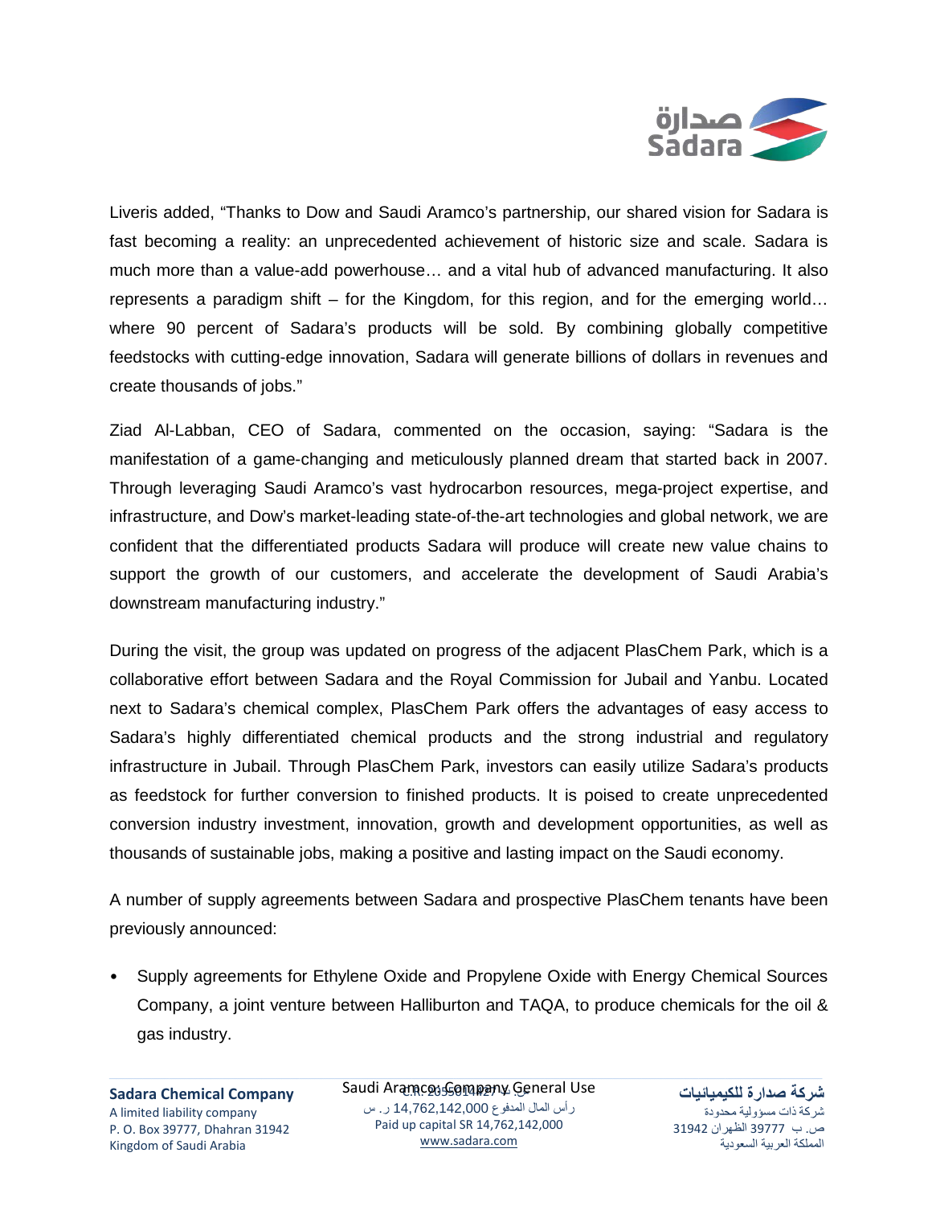Liveris added, “Thanks to Dow and Saudi Aramco’s partnership, our shared vision for Sadara is fast becoming a reality: an unprecedented achievement of historic size and scale. Sadara is much more than a value-add powerhouse… and a vital hub of advanced manufacturing. It also represents a paradigm shift – for the Kingdom, for this region, and for the emerging world… where 90 percent of Sadara’s products will be sold. By combining globally competitive feedstocks with cutting-edge innovation, Sadara will generate billions of dollars in revenues and create thousands of jobs.”

Ziad Al-Labban, CEO of Sadara, commented on the occasion, saying: “Sadara is the manifestation of a game-changing and meticulously planned dream that started back in 2007. Through leveraging Saudi Aramco’s vast hydrocarbon resources, mega-project expertise, and infrastructure, and Dow’s market-leading state-of-the-art technologies and global network, we are confident that the differentiated products Sadara will produce will create new value chains to support the growth of our customers, and accelerate the development of Saudi Arabia’s downstream manufacturing industry.”

During the visit, the group was updated on progress of the adjacent PlasChem Park, which is a collaborative effort between Sadara and the Royal Commission for Jubail and Yanbu. Located next to Sadara’s chemical complex, PlasChem Park offers the advantages of easy access to Sadara’s highly differentiated chemical products and the strong industrial and regulatory infrastructure in Jubail. Through PlasChem Park, investors can easily utilize Sadara’s products as feedstock for further conversion to finished products. It is poised to create unprecedented conversion industry investment, innovation, growth and development opportunities, as well as thousands of sustainable jobs, making a positive and lasting impact on the Saudi economy.

A number of supply agreements between Sadara and prospective PlasChem tenants have been previously announced:

- Supply agreements for Ethylene Oxide and Propylene Oxide with Energy Chemical Sources Company, a joint venture between Halliburton and TAQA, to produce chemicals for the oil & gas industry.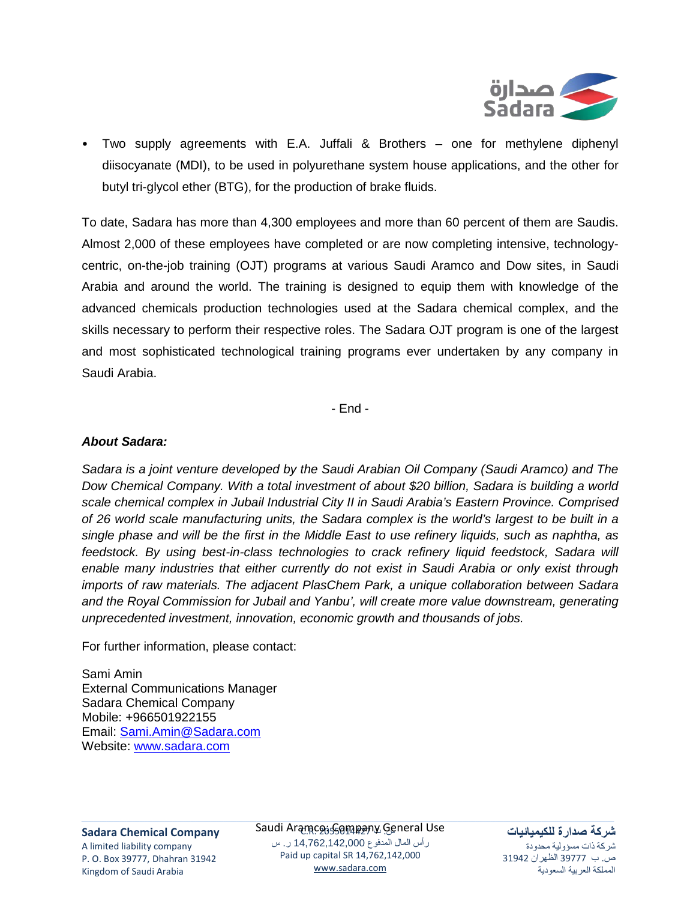- Two supply agreements with E.A. Juffali & Brothers – one for methylene diphenyl diisocyanate (MDI), to be used in polyurethane system house applications, and the other for butyl tri-glycol ether (BTG), for the production of brake fluids.

To date, Sadara has more than 4,300 employees and more than 60 percent of them are Saudis. Almost 2,000 of these employees have completed or are now completing intensive, technology-centric, on-the-job training (OJT) programs at various Saudi Aramco and Dow sites, in Saudi Arabia and around the world. The training is designed to equip them with knowledge of the advanced chemicals production technologies used at the Sadara chemical complex, and the skills necessary to perform their respective roles. The Sadara OJT program is one of the largest and most sophisticated technological training programs ever undertaken by any company in Saudi Arabia.

- End -

***About Sadara:***

*Sadara is a joint venture developed by the Saudi Arabian Oil Company (Saudi Aramco) and The Dow Chemical Company. With a total investment of about $20 billion, Sadara is building a world scale chemical complex in Jubail Industrial City II in Saudi Arabia's Eastern Province. Comprised of 26 world scale manufacturing units, the Sadara complex is the world's largest to be built in a single phase and will be the first in the Middle East to use refinery liquids, such as naphtha, as feedstock. By using best-in-class technologies to crack refinery liquid feedstock, Sadara will enable many industries that either currently do not exist in Saudi Arabia or only exist through imports of raw materials. The adjacent PlasChem Park, a unique collaboration between Sadara and the Royal Commission for Jubail and Yanbu', will create more value downstream, generating unprecedented investment, innovation, economic growth and thousands of jobs.*

For further information, please contact:

Sami Amin
External Communications Manager
Sadara Chemical Company
Mobile: +966501922155
Email: Sami.Amin@Sadara.com
Website: www.sadara.com